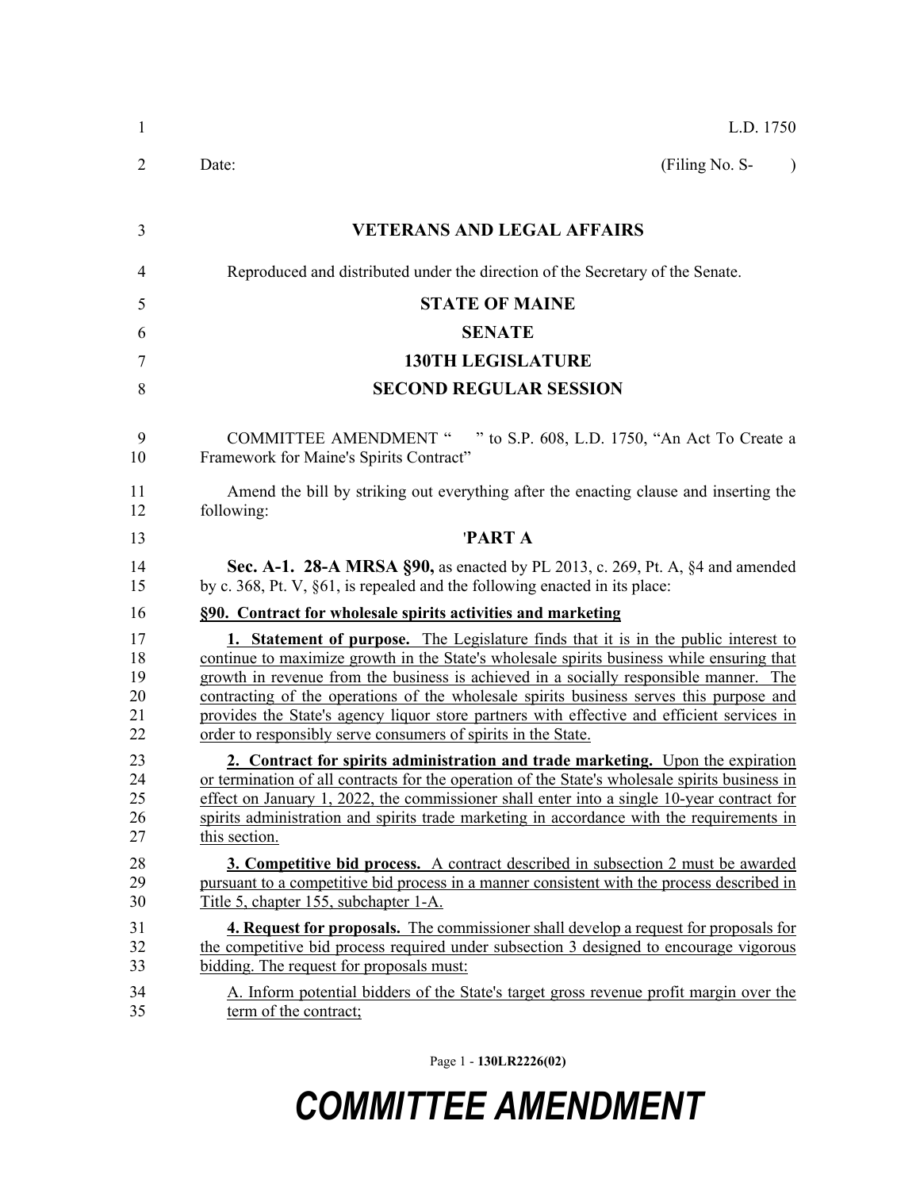L.D. 1750

Date: (Filing No. S- )

## VETERANS AND LEGAL AFFAIRS

Reproduced and distributed under the direction of the Secretary of the Senate.

## STATE OF MAINE

## SENATE

## 130TH LEGISLATURE

## SECOND REGULAR SESSION

COMMITTEE AMENDMENT " " to S.P. 608, L.D. 1750, "An Act To Create a Framework for Maine's Spirits Contract"

Amend the bill by striking out everything after the enacting clause and inserting the following:

'**PART A**

**Sec. A-1. 28-A MRSA §90,** as enacted by PL 2013, c. 269, Pt. A, §4 and amended by c. 368, Pt. V, §61, is repealed and the following enacted in its place:

**§90. Contract for wholesale spirits activities and marketing**

**1. Statement of purpose.** The Legislature finds that it is in the public interest to continue to maximize growth in the State's wholesale spirits business while ensuring that growth in revenue from the business is achieved in a socially responsible manner. The contracting of the operations of the wholesale spirits business serves this purpose and provides the State's agency liquor store partners with effective and efficient services in order to responsibly serve consumers of spirits in the State.

**2. Contract for spirits administration and trade marketing.** Upon the expiration or termination of all contracts for the operation of the State's wholesale spirits business in effect on January 1, 2022, the commissioner shall enter into a single 10-year contract for spirits administration and spirits trade marketing in accordance with the requirements in this section.

**3. Competitive bid process.** A contract described in subsection 2 must be awarded pursuant to a competitive bid process in a manner consistent with the process described in Title 5, chapter 155, subchapter 1-A.

**4. Request for proposals.** The commissioner shall develop a request for proposals for the competitive bid process required under subsection 3 designed to encourage vigorous bidding. The request for proposals must:

A. Inform potential bidders of the State's target gross revenue profit margin over the term of the contract;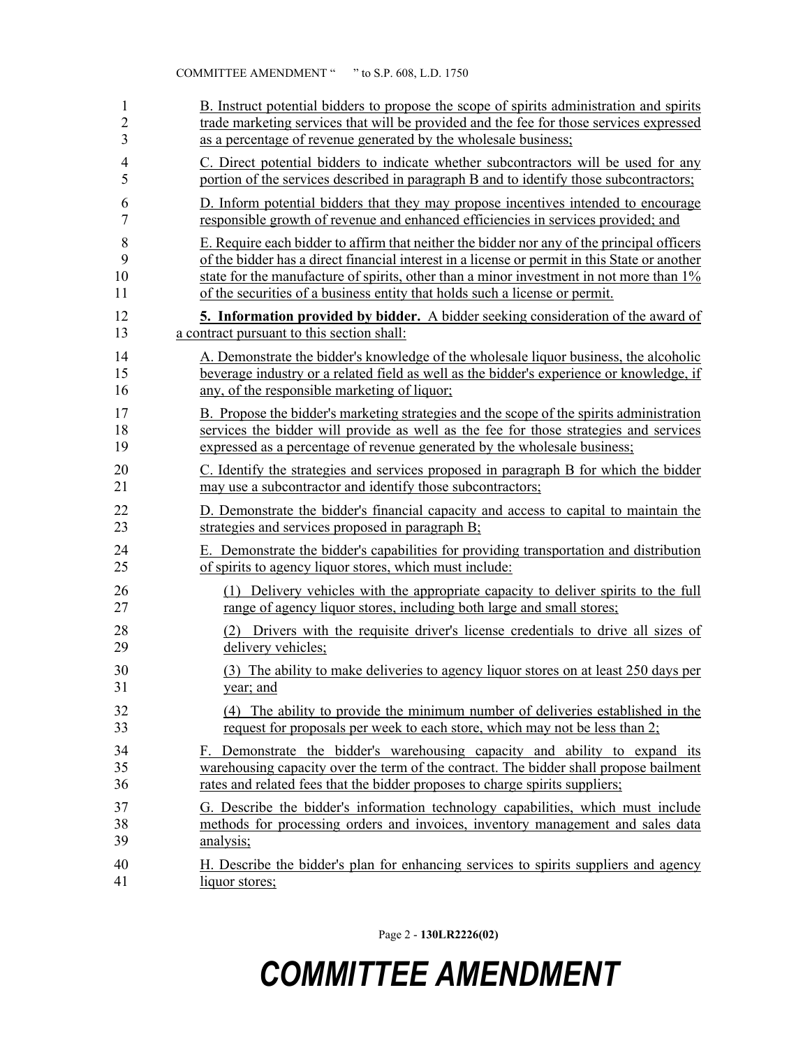B. Instruct potential bidders to propose the scope of spirits administration and spirits trade marketing services that will be provided and the fee for those services expressed as a percentage of revenue generated by the wholesale business;

C. Direct potential bidders to indicate whether subcontractors will be used for any portion of the services described in paragraph B and to identify those subcontractors;

D. Inform potential bidders that they may propose incentives intended to encourage responsible growth of revenue and enhanced efficiencies in services provided; and

E. Require each bidder to affirm that neither the bidder nor any of the principal officers of the bidder has a direct financial interest in a license or permit in this State or another state for the manufacture of spirits, other than a minor investment in not more than 1% of the securities of a business entity that holds such a license or permit.

**5. Information provided by bidder.** A bidder seeking consideration of the award of a contract pursuant to this section shall:

A. Demonstrate the bidder's knowledge of the wholesale liquor business, the alcoholic beverage industry or a related field as well as the bidder's experience or knowledge, if any, of the responsible marketing of liquor;

B. Propose the bidder's marketing strategies and the scope of the spirits administration services the bidder will provide as well as the fee for those strategies and services expressed as a percentage of revenue generated by the wholesale business;

C. Identify the strategies and services proposed in paragraph B for which the bidder may use a subcontractor and identify those subcontractors;

D. Demonstrate the bidder's financial capacity and access to capital to maintain the strategies and services proposed in paragraph B;

E. Demonstrate the bidder's capabilities for providing transportation and distribution of spirits to agency liquor stores, which must include:

(1) Delivery vehicles with the appropriate capacity to deliver spirits to the full range of agency liquor stores, including both large and small stores;

(2) Drivers with the requisite driver's license credentials to drive all sizes of delivery vehicles;

(3) The ability to make deliveries to agency liquor stores on at least 250 days per year; and

(4) The ability to provide the minimum number of deliveries established in the request for proposals per week to each store, which may not be less than 2;

F. Demonstrate the bidder's warehousing capacity and ability to expand its warehousing capacity over the term of the contract. The bidder shall propose bailment rates and related fees that the bidder proposes to charge spirits suppliers;

G. Describe the bidder's information technology capabilities, which must include methods for processing orders and invoices, inventory management and sales data analysis;

H. Describe the bidder's plan for enhancing services to spirits suppliers and agency liquor stores;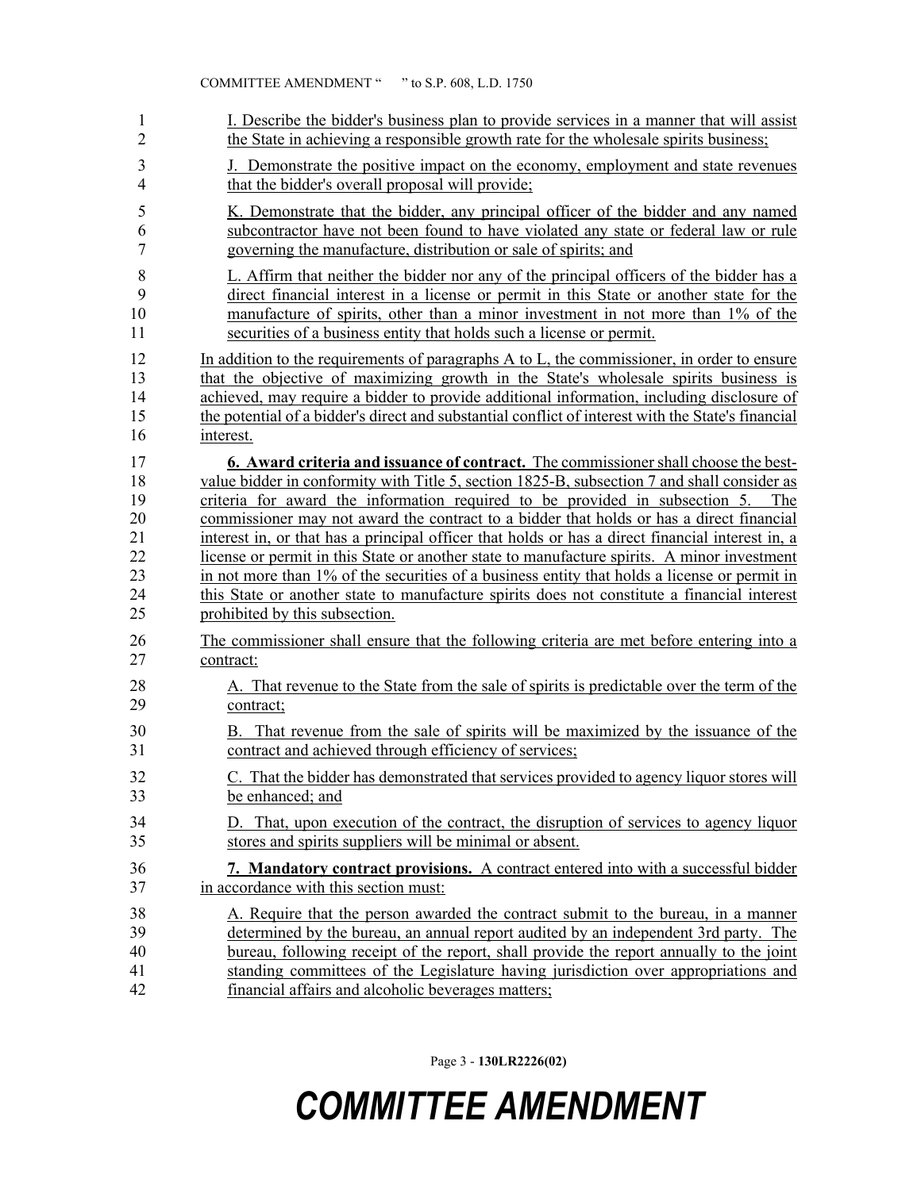I. Describe the bidder's business plan to provide services in a manner that will assist the State in achieving a responsible growth rate for the wholesale spirits business;

J. Demonstrate the positive impact on the economy, employment and state revenues that the bidder's overall proposal will provide;

K. Demonstrate that the bidder, any principal officer of the bidder and any named subcontractor have not been found to have violated any state or federal law or rule governing the manufacture, distribution or sale of spirits; and

L. Affirm that neither the bidder nor any of the principal officers of the bidder has a direct financial interest in a license or permit in this State or another state for the manufacture of spirits, other than a minor investment in not more than 1% of the securities of a business entity that holds such a license or permit.

In addition to the requirements of paragraphs A to L, the commissioner, in order to ensure that the objective of maximizing growth in the State's wholesale spirits business is achieved, may require a bidder to provide additional information, including disclosure of the potential of a bidder's direct and substantial conflict of interest with the State's financial interest.

**6. Award criteria and issuance of contract.** The commissioner shall choose the best-value bidder in conformity with Title 5, section 1825-B, subsection 7 and shall consider as criteria for award the information required to be provided in subsection 5. The commissioner may not award the contract to a bidder that holds or has a direct financial interest in, or that has a principal officer that holds or has a direct financial interest in, a license or permit in this State or another state to manufacture spirits. A minor investment in not more than 1% of the securities of a business entity that holds a license or permit in this State or another state to manufacture spirits does not constitute a financial interest prohibited by this subsection.

The commissioner shall ensure that the following criteria are met before entering into a contract:

A. That revenue to the State from the sale of spirits is predictable over the term of the contract;

B. That revenue from the sale of spirits will be maximized by the issuance of the contract and achieved through efficiency of services;

C. That the bidder has demonstrated that services provided to agency liquor stores will be enhanced; and

D. That, upon execution of the contract, the disruption of services to agency liquor stores and spirits suppliers will be minimal or absent.

**7. Mandatory contract provisions.** A contract entered into with a successful bidder in accordance with this section must:

A. Require that the person awarded the contract submit to the bureau, in a manner determined by the bureau, an annual report audited by an independent 3rd party. The bureau, following receipt of the report, shall provide the report annually to the joint standing committees of the Legislature having jurisdiction over appropriations and financial affairs and alcoholic beverages matters;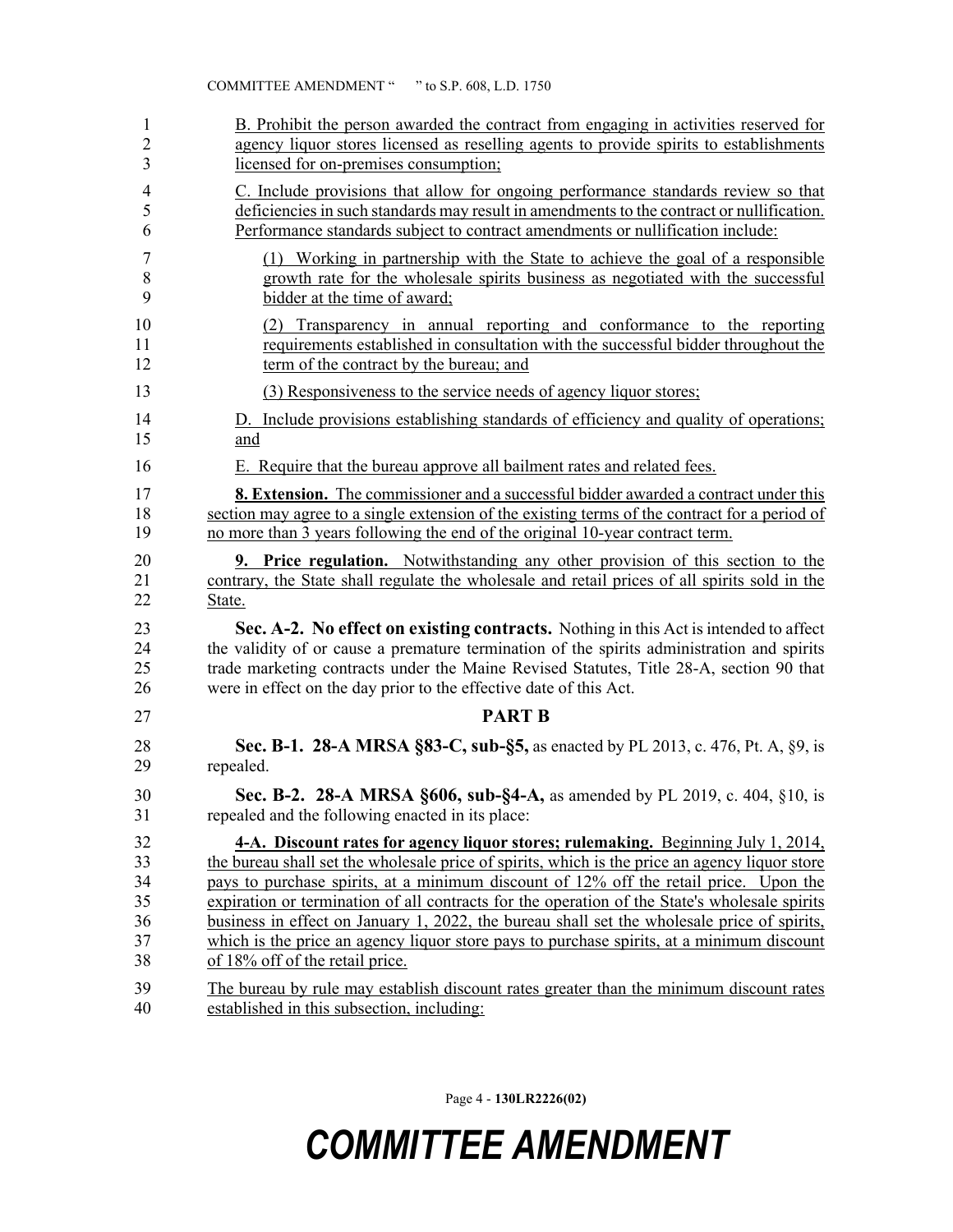B. Prohibit the person awarded the contract from engaging in activities reserved for agency liquor stores licensed as reselling agents to provide spirits to establishments licensed for on-premises consumption;

C. Include provisions that allow for ongoing performance standards review so that deficiencies in such standards may result in amendments to the contract or nullification. Performance standards subject to contract amendments or nullification include:

(1) Working in partnership with the State to achieve the goal of a responsible growth rate for the wholesale spirits business as negotiated with the successful bidder at the time of award;

(2) Transparency in annual reporting and conformance to the reporting requirements established in consultation with the successful bidder throughout the term of the contract by the bureau; and

(3) Responsiveness to the service needs of agency liquor stores;

D. Include provisions establishing standards of efficiency and quality of operations; and

E. Require that the bureau approve all bailment rates and related fees.

**8. Extension.** The commissioner and a successful bidder awarded a contract under this section may agree to a single extension of the existing terms of the contract for a period of no more than 3 years following the end of the original 10-year contract term.

**9. Price regulation.** Notwithstanding any other provision of this section to the contrary, the State shall regulate the wholesale and retail prices of all spirits sold in the State.

**Sec. A-2. No effect on existing contracts.** Nothing in this Act is intended to affect the validity of or cause a premature termination of the spirits administration and spirits trade marketing contracts under the Maine Revised Statutes, Title 28-A, section 90 that were in effect on the day prior to the effective date of this Act.

## PART B

**Sec. B-1. 28-A MRSA §83-C, sub-§5,** as enacted by PL 2013, c. 476, Pt. A, §9, is repealed.

**Sec. B-2. 28-A MRSA §606, sub-§4-A,** as amended by PL 2019, c. 404, §10, is repealed and the following enacted in its place:

**4-A. Discount rates for agency liquor stores; rulemaking.** Beginning July 1, 2014, the bureau shall set the wholesale price of spirits, which is the price an agency liquor store pays to purchase spirits, at a minimum discount of 12% off the retail price. Upon the expiration or termination of all contracts for the operation of the State's wholesale spirits business in effect on January 1, 2022, the bureau shall set the wholesale price of spirits, which is the price an agency liquor store pays to purchase spirits, at a minimum discount of 18% off of the retail price.

The bureau by rule may establish discount rates greater than the minimum discount rates established in this subsection, including: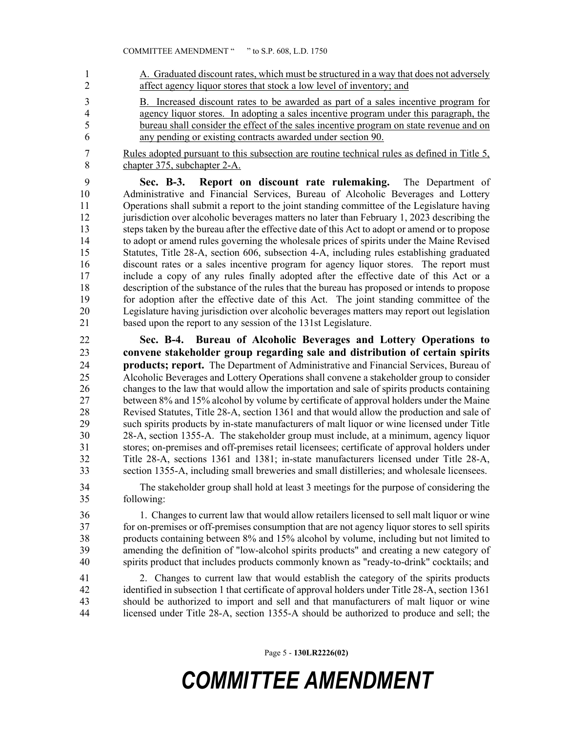A. Graduated discount rates, which must be structured in a way that does not adversely affect agency liquor stores that stock a low level of inventory; and

B. Increased discount rates to be awarded as part of a sales incentive program for agency liquor stores. In adopting a sales incentive program under this paragraph, the bureau shall consider the effect of the sales incentive program on state revenue and on any pending or existing contracts awarded under section 90.

Rules adopted pursuant to this subsection are routine technical rules as defined in Title 5, chapter 375, subchapter 2-A.

**Sec. B-3. Report on discount rate rulemaking.** The Department of Administrative and Financial Services, Bureau of Alcoholic Beverages and Lottery Operations shall submit a report to the joint standing committee of the Legislature having jurisdiction over alcoholic beverages matters no later than February 1, 2023 describing the steps taken by the bureau after the effective date of this Act to adopt or amend or to propose to adopt or amend rules governing the wholesale prices of spirits under the Maine Revised Statutes, Title 28-A, section 606, subsection 4-A, including rules establishing graduated discount rates or a sales incentive program for agency liquor stores. The report must include a copy of any rules finally adopted after the effective date of this Act or a description of the substance of the rules that the bureau has proposed or intends to propose for adoption after the effective date of this Act. The joint standing committee of the Legislature having jurisdiction over alcoholic beverages matters may report out legislation based upon the report to any session of the 131st Legislature.

**Sec. B-4. Bureau of Alcoholic Beverages and Lottery Operations to convene stakeholder group regarding sale and distribution of certain spirits products; report.** The Department of Administrative and Financial Services, Bureau of Alcoholic Beverages and Lottery Operations shall convene a stakeholder group to consider changes to the law that would allow the importation and sale of spirits products containing between 8% and 15% alcohol by volume by certificate of approval holders under the Maine Revised Statutes, Title 28-A, section 1361 and that would allow the production and sale of such spirits products by in-state manufacturers of malt liquor or wine licensed under Title 28-A, section 1355-A. The stakeholder group must include, at a minimum, agency liquor stores; on-premises and off-premises retail licensees; certificate of approval holders under Title 28-A, sections 1361 and 1381; in-state manufacturers licensed under Title 28-A, section 1355-A, including small breweries and small distilleries; and wholesale licensees.

The stakeholder group shall hold at least 3 meetings for the purpose of considering the following:

1. Changes to current law that would allow retailers licensed to sell malt liquor or wine for on-premises or off-premises consumption that are not agency liquor stores to sell spirits products containing between 8% and 15% alcohol by volume, including but not limited to amending the definition of "low-alcohol spirits products" and creating a new category of spirits product that includes products commonly known as "ready-to-drink" cocktails; and

2. Changes to current law that would establish the category of the spirits products identified in subsection 1 that certificate of approval holders under Title 28-A, section 1361 should be authorized to import and sell and that manufacturers of malt liquor or wine licensed under Title 28-A, section 1355-A should be authorized to produce and sell; the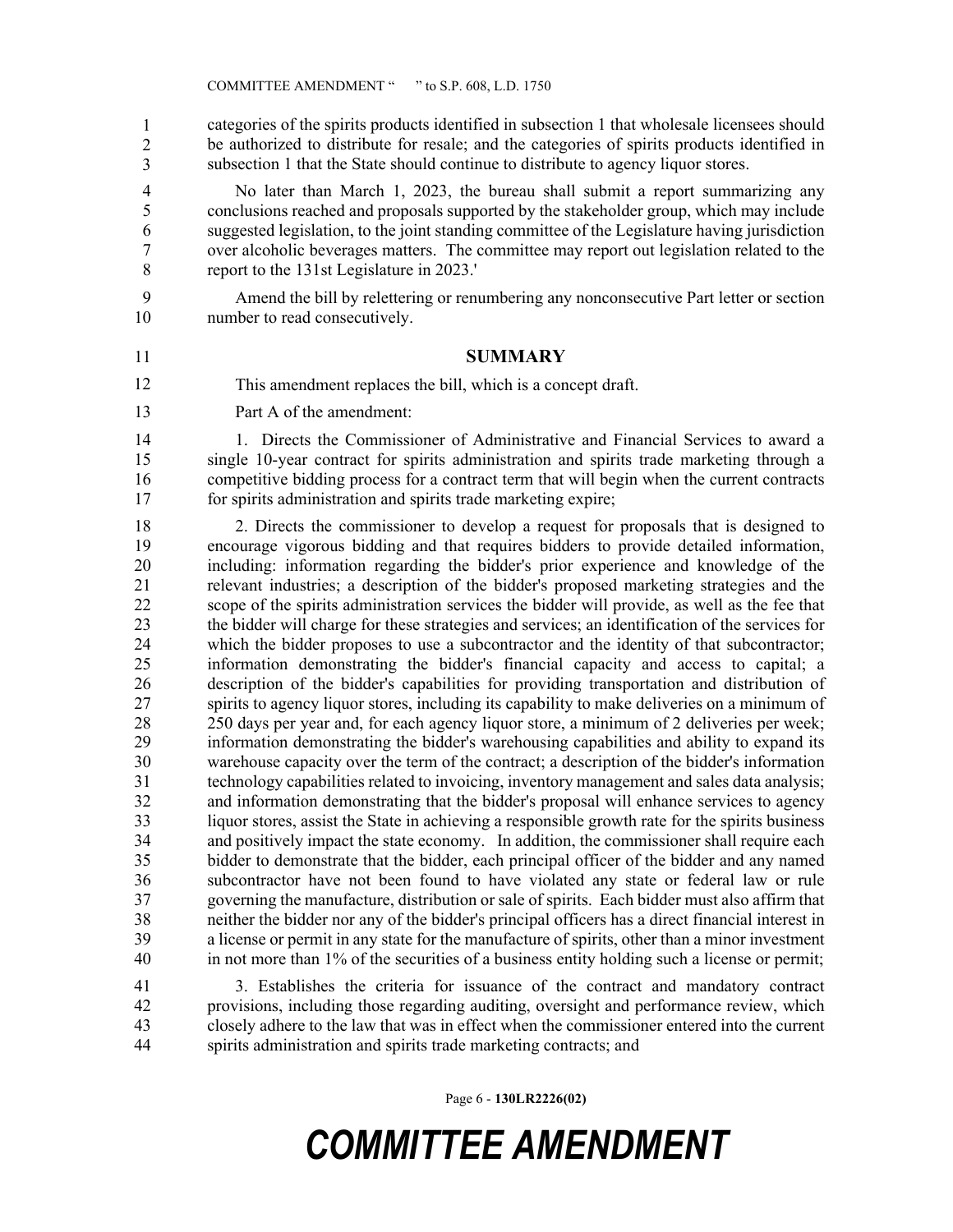categories of the spirits products identified in subsection 1 that wholesale licensees should be authorized to distribute for resale; and the categories of spirits products identified in subsection 1 that the State should continue to distribute to agency liquor stores.

No later than March 1, 2023, the bureau shall submit a report summarizing any conclusions reached and proposals supported by the stakeholder group, which may include suggested legislation, to the joint standing committee of the Legislature having jurisdiction over alcoholic beverages matters. The committee may report out legislation related to the report to the 131st Legislature in 2023.'

Amend the bill by relettering or renumbering any nonconsecutive Part letter or section number to read consecutively.

## SUMMARY

This amendment replaces the bill, which is a concept draft.

Part A of the amendment:

1. Directs the Commissioner of Administrative and Financial Services to award a single 10-year contract for spirits administration and spirits trade marketing through a competitive bidding process for a contract term that will begin when the current contracts for spirits administration and spirits trade marketing expire;

2. Directs the commissioner to develop a request for proposals that is designed to encourage vigorous bidding and that requires bidders to provide detailed information, including: information regarding the bidder's prior experience and knowledge of the relevant industries; a description of the bidder's proposed marketing strategies and the scope of the spirits administration services the bidder will provide, as well as the fee that the bidder will charge for these strategies and services; an identification of the services for which the bidder proposes to use a subcontractor and the identity of that subcontractor; information demonstrating the bidder's financial capacity and access to capital; a description of the bidder's capabilities for providing transportation and distribution of spirits to agency liquor stores, including its capability to make deliveries on a minimum of 250 days per year and, for each agency liquor store, a minimum of 2 deliveries per week; information demonstrating the bidder's warehousing capabilities and ability to expand its warehouse capacity over the term of the contract; a description of the bidder's information technology capabilities related to invoicing, inventory management and sales data analysis; and information demonstrating that the bidder's proposal will enhance services to agency liquor stores, assist the State in achieving a responsible growth rate for the spirits business and positively impact the state economy. In addition, the commissioner shall require each bidder to demonstrate that the bidder, each principal officer of the bidder and any named subcontractor have not been found to have violated any state or federal law or rule governing the manufacture, distribution or sale of spirits. Each bidder must also affirm that neither the bidder nor any of the bidder's principal officers has a direct financial interest in a license or permit in any state for the manufacture of spirits, other than a minor investment in not more than 1% of the securities of a business entity holding such a license or permit;

3. Establishes the criteria for issuance of the contract and mandatory contract provisions, including those regarding auditing, oversight and performance review, which closely adhere to the law that was in effect when the commissioner entered into the current spirits administration and spirits trade marketing contracts; and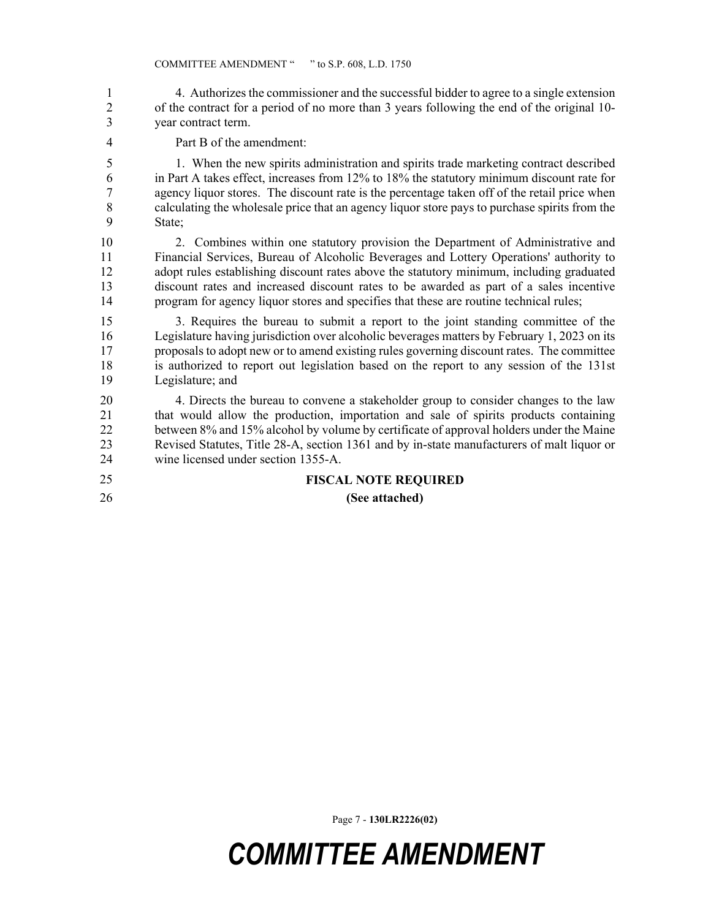4. Authorizes the commissioner and the successful bidder to agree to a single extension of the contract for a period of no more than 3 years following the end of the original 10-year contract term.

Part B of the amendment:

1. When the new spirits administration and spirits trade marketing contract described in Part A takes effect, increases from 12% to 18% the statutory minimum discount rate for agency liquor stores. The discount rate is the percentage taken off of the retail price when calculating the wholesale price that an agency liquor store pays to purchase spirits from the State;

2. Combines within one statutory provision the Department of Administrative and Financial Services, Bureau of Alcoholic Beverages and Lottery Operations' authority to adopt rules establishing discount rates above the statutory minimum, including graduated discount rates and increased discount rates to be awarded as part of a sales incentive program for agency liquor stores and specifies that these are routine technical rules;

3. Requires the bureau to submit a report to the joint standing committee of the Legislature having jurisdiction over alcoholic beverages matters by February 1, 2023 on its proposals to adopt new or to amend existing rules governing discount rates. The committee is authorized to report out legislation based on the report to any session of the 131st Legislature; and

4. Directs the bureau to convene a stakeholder group to consider changes to the law that would allow the production, importation and sale of spirits products containing between 8% and 15% alcohol by volume by certificate of approval holders under the Maine Revised Statutes, Title 28-A, section 1361 and by in-state manufacturers of malt liquor or wine licensed under section 1355-A.

**FISCAL NOTE REQUIRED**

**(See attached)**